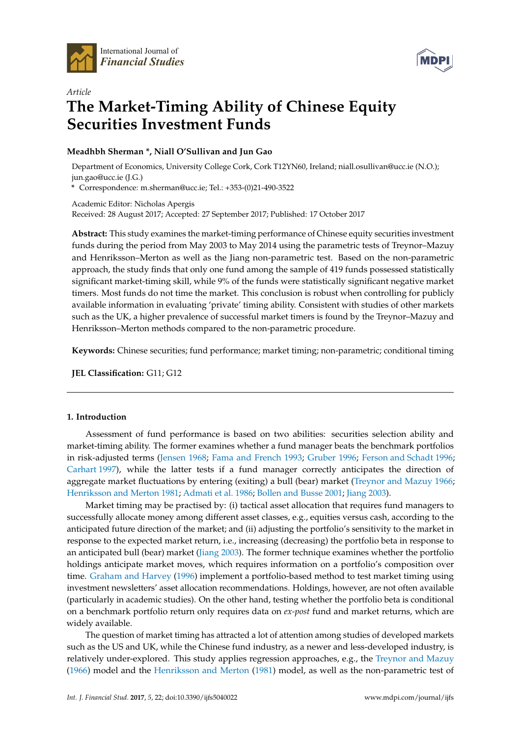Article

# The Market-Timing Ability of Chinese Equity Securities Investment Funds

**Meadhbh Sherman \*, Niall O'Sullivan and Jun Gao**

Department of Economics, University College Cork, Cork T12YN60, Ireland; niall.osullivan@ucc.ie (N.O.); jun.gao@ucc.ie (J.G.)

\* Correspondence: m.sherman@ucc.ie; Tel.: +353-(0)21-490-3522

Academic Editor: Nicholas Apergis

Received: 28 August 2017; Accepted: 27 September 2017; Published: 17 October 2017

**Abstract:** This study examines the market-timing performance of Chinese equity securities investment funds during the period from May 2003 to May 2014 using the parametric tests of Treynor–Mazuy and Henriksson–Merton as well as the Jiang non-parametric test. Based on the non-parametric approach, the study finds that only one fund among the sample of 419 funds possessed statistically significant market-timing skill, while 9% of the funds were statistically significant negative market timers. Most funds do not time the market. This conclusion is robust when controlling for publicly available information in evaluating 'private' timing ability. Consistent with studies of other markets such as the UK, a higher prevalence of successful market timers is found by the Treynor–Mazuy and Henriksson–Merton methods compared to the non-parametric procedure.

**Keywords:** Chinese securities; fund performance; market timing; non-parametric; conditional timing

**JEL Classification:** G11; G12

## 1. Introduction

Assessment of fund performance is based on two abilities: securities selection ability and market-timing ability. The former examines whether a fund manager beats the benchmark portfolios in risk-adjusted terms (Jensen 1968; Fama and French 1993; Gruber 1996; Ferson and Schadt 1996; Carhart 1997), while the latter tests if a fund manager correctly anticipates the direction of aggregate market fluctuations by entering (exiting) a bull (bear) market (Treynor and Mazuy 1966; Henriksson and Merton 1981; Admati et al. 1986; Bollen and Busse 2001; Jiang 2003).

Market timing may be practised by: (i) tactical asset allocation that requires fund managers to successfully allocate money among different asset classes, e.g., equities versus cash, according to the anticipated future direction of the market; and (ii) adjusting the portfolio's sensitivity to the market in response to the expected market return, i.e., increasing (decreasing) the portfolio beta in response to an anticipated bull (bear) market (Jiang 2003). The former technique examines whether the portfolio holdings anticipate market moves, which requires information on a portfolio's composition over time. Graham and Harvey (1996) implement a portfolio-based method to test market timing using investment newsletters' asset allocation recommendations. Holdings, however, are not often available (particularly in academic studies). On the other hand, testing whether the portfolio beta is conditional on a benchmark portfolio return only requires data on *ex-post* fund and market returns, which are widely available.

The question of market timing has attracted a lot of attention among studies of developed markets such as the US and UK, while the Chinese fund industry, as a newer and less-developed industry, is relatively under-explored. This study applies regression approaches, e.g., the Treynor and Mazuy (1966) model and the Henriksson and Merton (1981) model, as well as the non-parametric test of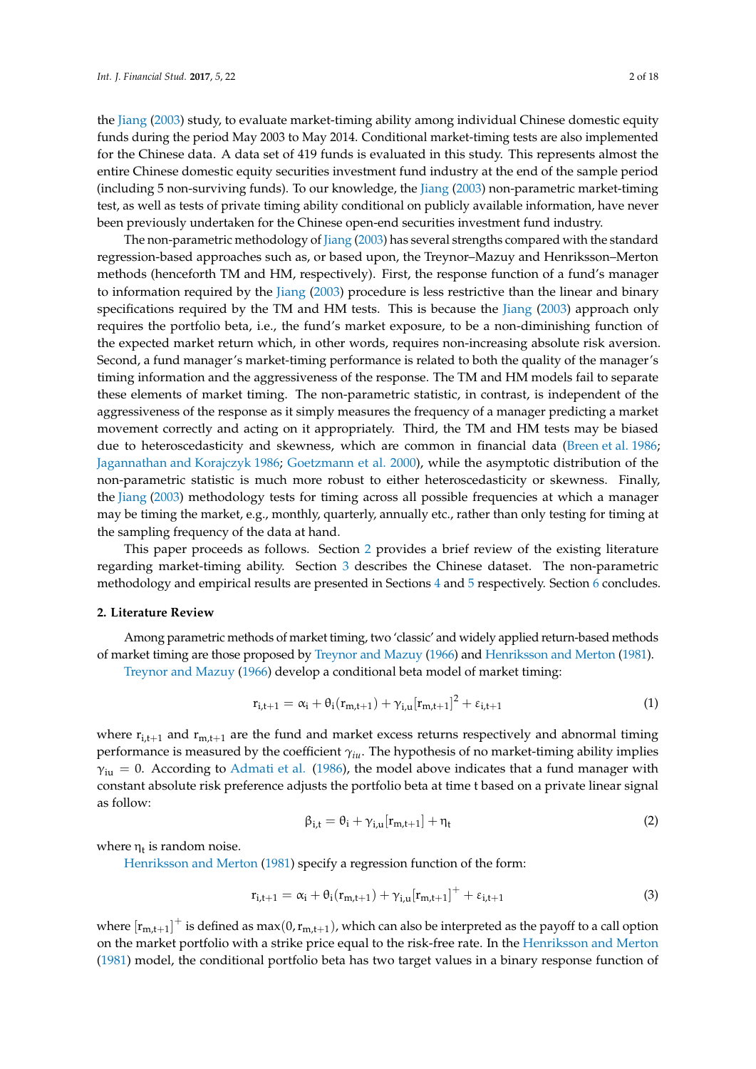the Jiang (2003[+]) study, to evaluate market-timing ability among individual Chinese domestic equity funds during the period May 2003 to May 2014. Conditional market-timing tests are also implemented for the Chinese data. A data set of 419 funds is evaluated in this study. This represents almost the entire Chinese domestic equity securities investment fund industry at the end of the sample period (including 5 non-surviving funds). To our knowledge, the Jiang (2003) non-parametric market-timing test, as well as tests of private timing ability conditional on publicly available information, have never been previously undertaken for the Chinese open-end securities investment fund industry.

The non-parametric methodology of Jiang (2003) has several strengths compared with the standard regression-based approaches such as, or based upon, the Treynor–Mazuy and Henriksson–Merton methods (henceforth TM and HM, respectively). First, the response function of a fund's manager to information required by the Jiang (2003) procedure is less restrictive than the linear and binary specifications required by the TM and HM tests. This is because the Jiang (2003) approach only requires the portfolio beta, i.e., the fund's market exposure, to be a non-diminishing function of the expected market return which, in other words, requires non-increasing absolute risk aversion. Second, a fund manager's market-timing performance is related to both the quality of the manager's timing information and the aggressiveness of the response. The TM and HM models fail to separate these elements of market timing. The non-parametric statistic, in contrast, is independent of the aggressiveness of the response as it simply measures the frequency of a manager predicting a market movement correctly and acting on it appropriately. Third, the TM and HM tests may be biased due to heteroscedasticity and skewness, which are common in financial data (Breen et al. 1986; Jagannathan and Korajczyk 1986; Goetzmann et al. 2000), while the asymptotic distribution of the non-parametric statistic is much more robust to either heteroscedasticity or skewness. Finally, the Jiang (2003) methodology tests for timing across all possible frequencies at which a manager may be timing the market, e.g., monthly, quarterly, annually etc., rather than only testing for timing at the sampling frequency of the data at hand.

This paper proceeds as follows. Section 2 provides a brief review of the existing literature regarding market-timing ability. Section 3 describes the Chinese dataset. The non-parametric methodology and empirical results are presented in Sections 4 and 5 respectively. Section 6 concludes.

## 2. Literature Review

Among parametric methods of market timing, two 'classic' and widely applied return-based methods of market timing are those proposed by Treynor and Mazuy (1966) and Henriksson and Merton (1981).

Treynor and Mazuy (1966) develop a conditional beta model of market timing:

$$r_{i,t+1} = \alpha_i + \theta_i(r_{m,t+1}) + \gamma_{i,u}[r_{m,t+1}]^2 + \varepsilon_{i,t+1} \tag{1}$$

where $r_{i,t+1}$ and $r_{m,t+1}$ are the fund and market excess returns respectively and abnormal timing performance is measured by the coefficient $\gamma_{iu}$. The hypothesis of no market-timing ability implies $\gamma_{iu} = 0$. According to Admati et al. (1986), the model above indicates that a fund manager with constant absolute risk preference adjusts the portfolio beta at time t based on a private linear signal as follow:

$$\beta_{i,t} = \theta_i + \gamma_{i,u}[r_{m,t+1}] + \eta_t \tag{2}$$

where $\eta_t$ is random noise.

Henriksson and Merton (1981) specify a regression function of the form:

$$r_{i,t+1} = \alpha_i + \theta_i(r_{m,t+1}) + \gamma_{i,u}[r_{m,t+1}]^+ + \varepsilon_{i,t+1} \tag{3}$$

where $[r_{m,t+1}]^+$ is defined as $\max(0, r_{m,t+1})$, which can also be interpreted as the payoff to a call option on the market portfolio with a strike price equal to the risk-free rate. In the Henriksson and Merton (1981) model, the conditional portfolio beta has two target values in a binary response function of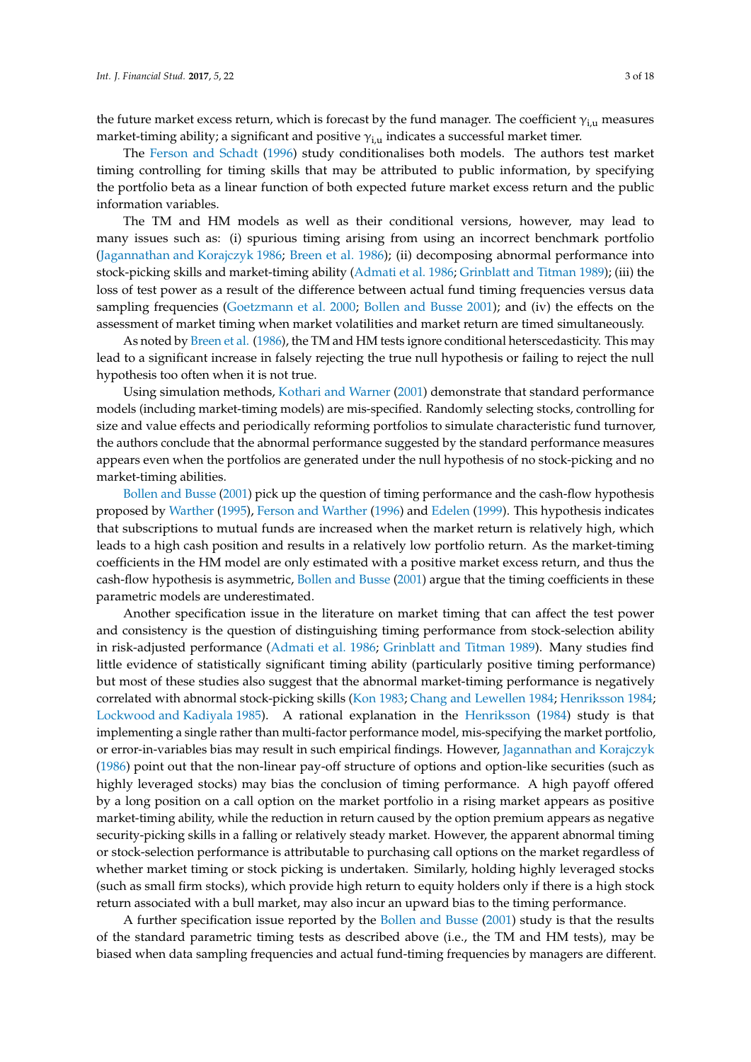the future market excess return, which is forecast by the fund manager. The coefficient $\gamma_{i,u}$ measures market-timing ability; a significant and positive $\gamma_{i,u}$ indicates a successful market timer.

The Ferson and Schadt (1996) study conditionalises both models. The authors test market timing controlling for timing skills that may be attributed to public information, by specifying the portfolio beta as a linear function of both expected future market excess return and the public information variables.

The TM and HM models as well as their conditional versions, however, may lead to many issues such as: (i) spurious timing arising from using an incorrect benchmark portfolio (Jagannathan and Korajczyk 1986; Breen et al. 1986); (ii) decomposing abnormal performance into stock-picking skills and market-timing ability (Admati et al. 1986; Grinblatt and Titman 1989); (iii) the loss of test power as a result of the difference between actual fund timing frequencies versus data sampling frequencies (Goetzmann et al. 2000; Bollen and Busse 2001); and (iv) the effects on the assessment of market timing when market volatilities and market return are timed simultaneously.

As noted by Breen et al. (1986), the TM and HM tests ignore conditional heterscedasticity. This may lead to a significant increase in falsely rejecting the true null hypothesis or failing to reject the null hypothesis too often when it is not true.

Using simulation methods, Kothari and Warner (2001) demonstrate that standard performance models (including market-timing models) are mis-specified. Randomly selecting stocks, controlling for size and value effects and periodically reforming portfolios to simulate characteristic fund turnover, the authors conclude that the abnormal performance suggested by the standard performance measures appears even when the portfolios are generated under the null hypothesis of no stock-picking and no market-timing abilities.

Bollen and Busse (2001) pick up the question of timing performance and the cash-flow hypothesis proposed by Warther (1995), Ferson and Warther (1996) and Edelen (1999). This hypothesis indicates that subscriptions to mutual funds are increased when the market return is relatively high, which leads to a high cash position and results in a relatively low portfolio return. As the market-timing coefficients in the HM model are only estimated with a positive market excess return, and thus the cash-flow hypothesis is asymmetric, Bollen and Busse (2001) argue that the timing coefficients in these parametric models are underestimated.

Another specification issue in the literature on market timing that can affect the test power and consistency is the question of distinguishing timing performance from stock-selection ability in risk-adjusted performance (Admati et al. 1986; Grinblatt and Titman 1989). Many studies find little evidence of statistically significant timing ability (particularly positive timing performance) but most of these studies also suggest that the abnormal market-timing performance is negatively correlated with abnormal stock-picking skills (Kon 1983; Chang and Lewellen 1984; Henriksson 1984; Lockwood and Kadiyala 1985). A rational explanation in the Henriksson (1984) study is that implementing a single rather than multi-factor performance model, mis-specifying the market portfolio, or error-in-variables bias may result in such empirical findings. However, Jagannathan and Korajczyk (1986) point out that the non-linear pay-off structure of options and option-like securities (such as highly leveraged stocks) may bias the conclusion of timing performance. A high payoff offered by a long position on a call option on the market portfolio in a rising market appears as positive market-timing ability, while the reduction in return caused by the option premium appears as negative security-picking skills in a falling or relatively steady market. However, the apparent abnormal timing or stock-selection performance is attributable to purchasing call options on the market regardless of whether market timing or stock picking is undertaken. Similarly, holding highly leveraged stocks (such as small firm stocks), which provide high return to equity holders only if there is a high stock return associated with a bull market, may also incur an upward bias to the timing performance.

A further specification issue reported by the Bollen and Busse (2001) study is that the results of the standard parametric timing tests as described above (i.e., the TM and HM tests), may be biased when data sampling frequencies and actual fund-timing frequencies by managers are different.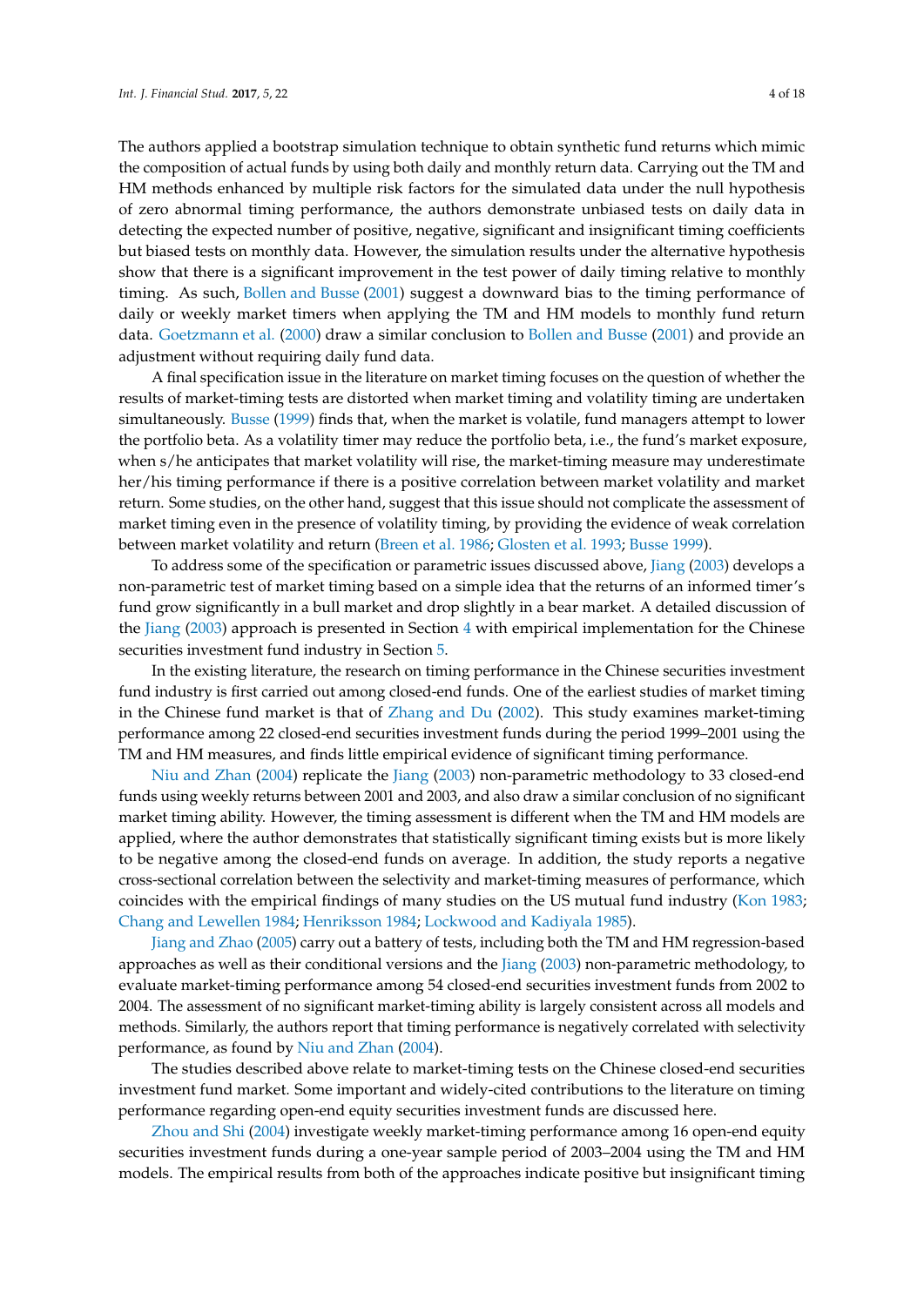The authors applied a bootstrap simulation technique to obtain synthetic fund returns which mimic the composition of actual funds by using both daily and monthly return data. Carrying out the TM and HM methods enhanced by multiple risk factors for the simulated data under the null hypothesis of zero abnormal timing performance, the authors demonstrate unbiased tests on daily data in detecting the expected number of positive, negative, significant and insignificant timing coefficients but biased tests on monthly data. However, the simulation results under the alternative hypothesis show that there is a significant improvement in the test power of daily timing relative to monthly timing. As such, Bollen and Busse (2001) suggest a downward bias to the timing performance of daily or weekly market timers when applying the TM and HM models to monthly fund return data. Goetzmann et al. (2000) draw a similar conclusion to Bollen and Busse (2001) and provide an adjustment without requiring daily fund data.

A final specification issue in the literature on market timing focuses on the question of whether the results of market-timing tests are distorted when market timing and volatility timing are undertaken simultaneously. Busse (1999) finds that, when the market is volatile, fund managers attempt to lower the portfolio beta. As a volatility timer may reduce the portfolio beta, i.e., the fund's market exposure, when s/he anticipates that market volatility will rise, the market-timing measure may underestimate her/his timing performance if there is a positive correlation between market volatility and market return. Some studies, on the other hand, suggest that this issue should not complicate the assessment of market timing even in the presence of volatility timing, by providing the evidence of weak correlation between market volatility and return (Breen et al. 1986; Glosten et al. 1993; Busse 1999).

To address some of the specification or parametric issues discussed above, Jiang (2003) develops a non-parametric test of market timing based on a simple idea that the returns of an informed timer's fund grow significantly in a bull market and drop slightly in a bear market. A detailed discussion of the Jiang (2003) approach is presented in Section 4 with empirical implementation for the Chinese securities investment fund industry in Section 5.

In the existing literature, the research on timing performance in the Chinese securities investment fund industry is first carried out among closed-end funds. One of the earliest studies of market timing in the Chinese fund market is that of Zhang and Du (2002). This study examines market-timing performance among 22 closed-end securities investment funds during the period 1999–2001 using the TM and HM measures, and finds little empirical evidence of significant timing performance.

Niu and Zhan (2004) replicate the Jiang (2003) non-parametric methodology to 33 closed-end funds using weekly returns between 2001 and 2003, and also draw a similar conclusion of no significant market timing ability. However, the timing assessment is different when the TM and HM models are applied, where the author demonstrates that statistically significant timing exists but is more likely to be negative among the closed-end funds on average. In addition, the study reports a negative cross-sectional correlation between the selectivity and market-timing measures of performance, which coincides with the empirical findings of many studies on the US mutual fund industry (Kon 1983; Chang and Lewellen 1984; Henriksson 1984; Lockwood and Kadiyala 1985).

Jiang and Zhao (2005) carry out a battery of tests, including both the TM and HM regression-based approaches as well as their conditional versions and the Jiang (2003) non-parametric methodology, to evaluate market-timing performance among 54 closed-end securities investment funds from 2002 to 2004. The assessment of no significant market-timing ability is largely consistent across all models and methods. Similarly, the authors report that timing performance is negatively correlated with selectivity performance, as found by Niu and Zhan (2004).

The studies described above relate to market-timing tests on the Chinese closed-end securities investment fund market. Some important and widely-cited contributions to the literature on timing performance regarding open-end equity securities investment funds are discussed here.

Zhou and Shi (2004) investigate weekly market-timing performance among 16 open-end equity securities investment funds during a one-year sample period of 2003–2004 using the TM and HM models. The empirical results from both of the approaches indicate positive but insignificant timing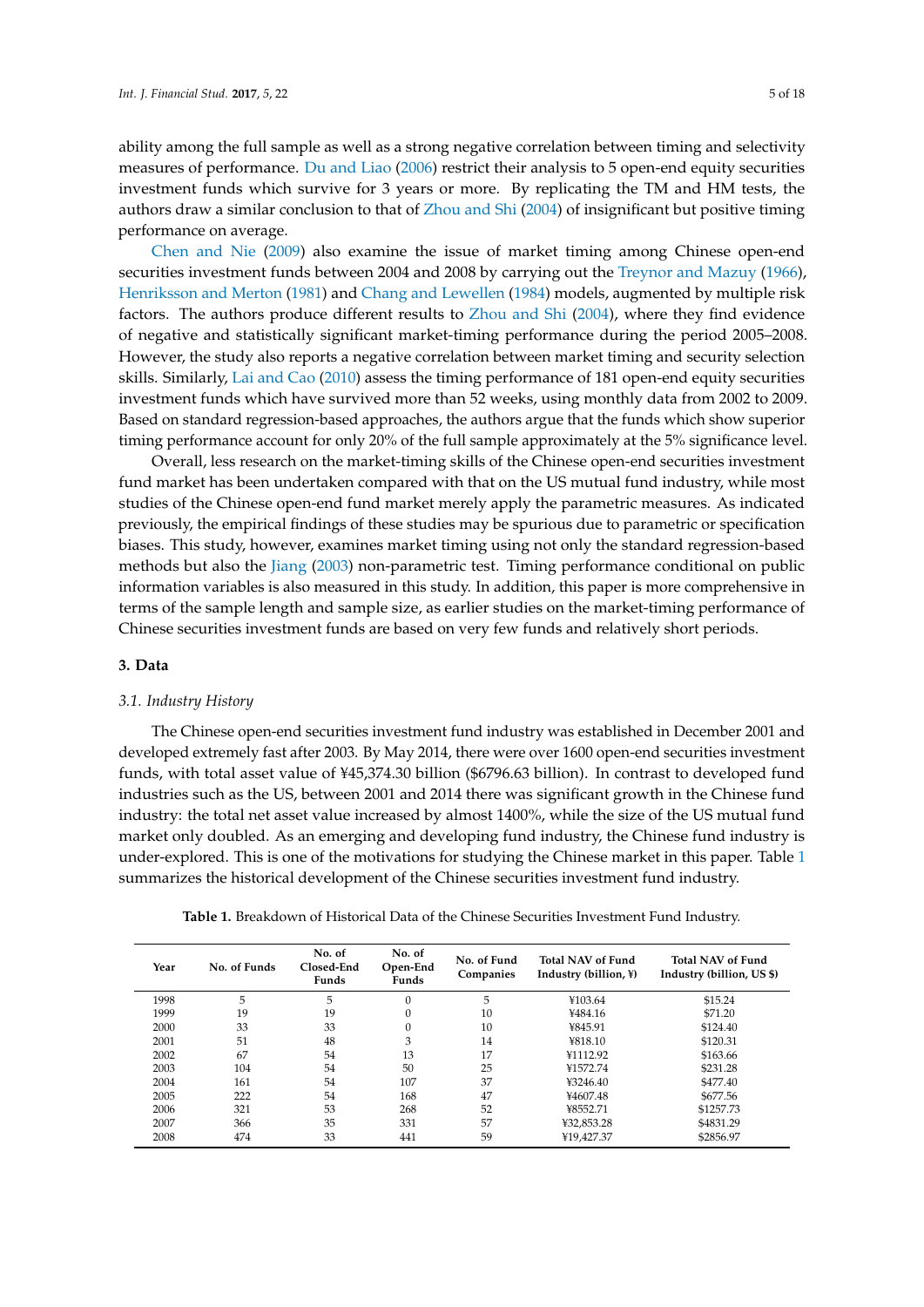ability among the full sample as well as a strong negative correlation between timing and selectivity measures of performance. Du and Liao (2006) restrict their analysis to 5 open-end equity securities investment funds which survive for 3 years or more. By replicating the TM and HM tests, the authors draw a similar conclusion to that of Zhou and Shi (2004) of insignificant but positive timing performance on average.

Chen and Nie (2009) also examine the issue of market timing among Chinese open-end securities investment funds between 2004 and 2008 by carrying out the Treynor and Mazuy (1966), Henriksson and Merton (1981) and Chang and Lewellen (1984) models, augmented by multiple risk factors. The authors produce different results to Zhou and Shi (2004), where they find evidence of negative and statistically significant market-timing performance during the period 2005–2008. However, the study also reports a negative correlation between market timing and security selection skills. Similarly, Lai and Cao (2010) assess the timing performance of 181 open-end equity securities investment funds which have survived more than 52 weeks, using monthly data from 2002 to 2009. Based on standard regression-based approaches, the authors argue that the funds which show superior timing performance account for only 20% of the full sample approximately at the 5% significance level.

Overall, less research on the market-timing skills of the Chinese open-end securities investment fund market has been undertaken compared with that on the US mutual fund industry, while most studies of the Chinese open-end fund market merely apply the parametric measures. As indicated previously, the empirical findings of these studies may be spurious due to parametric or specification biases. This study, however, examines market timing using not only the standard regression-based methods but also the Jiang (2003) non-parametric test. Timing performance conditional on public information variables is also measured in this study. In addition, this paper is more comprehensive in terms of the sample length and sample size, as earlier studies on the market-timing performance of Chinese securities investment funds are based on very few funds and relatively short periods.

## 3. Data

### 3.1. Industry History

The Chinese open-end securities investment fund industry was established in December 2001 and developed extremely fast after 2003. By May 2014, there were over 1600 open-end securities investment funds, with total asset value of ¥45,374.30 billion ($6796.63 billion). In contrast to developed fund industries such as the US, between 2001 and 2014 there was significant growth in the Chinese fund industry: the total net asset value increased by almost 1400%, while the size of the US mutual fund market only doubled. As an emerging and developing fund industry, the Chinese fund industry is under-explored. This is one of the motivations for studying the Chinese market in this paper. Table 1 summarizes the historical development of the Chinese securities investment fund industry.

**Table 1.** Breakdown of Historical Data of the Chinese Securities Investment Fund Industry.

| Year | No. of Funds | No. of Closed-End Funds | No. of Open-End Funds | No. of Fund Companies | Total NAV of Fund Industry (billion, ¥) | Total NAV of Fund Industry (billion, US $) |
|---|---|---|---|---|---|---|
| 1998 | 5 | 5 | 0 | 5 | ¥103.64 | $15.24 |
| 1999 | 19 | 19 | 0 | 10 | ¥484.16 | $71.20 |
| 2000 | 33 | 33 | 0 | 10 | ¥845.91 | $124.40 |
| 2001 | 51 | 48 | 3 | 14 | ¥818.10 | $120.31 |
| 2002 | 67 | 54 | 13 | 17 | ¥1112.92 | $163.66 |
| 2003 | 104 | 54 | 50 | 25 | ¥1572.74 | $231.28 |
| 2004 | 161 | 54 | 107 | 37 | ¥3246.40 | $477.40 |
| 2005 | 222 | 54 | 168 | 47 | ¥4607.48 | $677.56 |
| 2006 | 321 | 53 | 268 | 52 | ¥8552.71 | $1257.73 |
| 2007 | 366 | 35 | 331 | 57 | ¥32,853.28 | $4831.29 |
| 2008 | 474 | 33 | 441 | 59 | ¥19,427.37 | $2856.97 |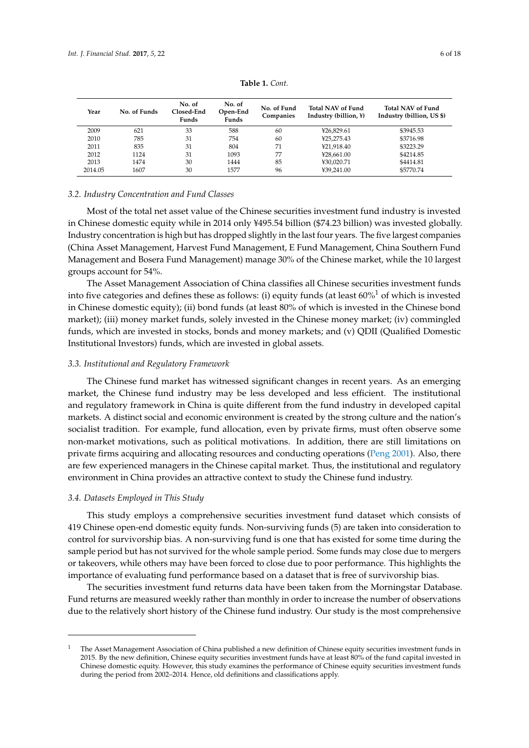**Table 1.** *Cont.*

| Year | No. of Funds | No. of Closed-End Funds | No. of Open-End Funds | No. of Fund Companies | Total NAV of Fund Industry (billion, ¥) | Total NAV of Fund Industry (billion, US $) |
|---|---|---|---|---|---|---|
| 2009 | 621 | 33 | 588 | 60 | ¥26,829.61 | $3945.53 |
| 2010 | 785 | 31 | 754 | 60 | ¥25,275.43 | $3716.98 |
| 2011 | 835 | 31 | 804 | 71 | ¥21,918.40 | $3223.29 |
| 2012 | 1124 | 31 | 1093 | 77 | ¥28,661.00 | $4214.85 |
| 2013 | 1474 | 30 | 1444 | 85 | ¥30,020.71 | $4414.81 |
| 2014.05 | 1607 | 30 | 1577 | 96 | ¥39,241.00 | $5770.74 |

### *3.2. Industry Concentration and Fund Classes*

Most of the total net asset value of the Chinese securities investment fund industry is invested in Chinese domestic equity while in 2014 only ¥495.54 billion ($74.23 billion) was invested globally. Industry concentration is high but has dropped slightly in the last four years. The five largest companies (China Asset Management, Harvest Fund Management, E Fund Management, China Southern Fund Management and Bosera Fund Management) manage 30% of the Chinese market, while the 10 largest groups account for 54%.

The Asset Management Association of China classifies all Chinese securities investment funds into five categories and defines these as follows: (i) equity funds (at least 60%[1] of which is invested in Chinese domestic equity); (ii) bond funds (at least 80% of which is invested in the Chinese bond market); (iii) money market funds, solely invested in the Chinese money market; (iv) commingled funds, which are invested in stocks, bonds and money markets; and (v) QDII (Qualified Domestic Institutional Investors) funds, which are invested in global assets.

### *3.3. Institutional and Regulatory Framework*

The Chinese fund market has witnessed significant changes in recent years. As an emerging market, the Chinese fund industry may be less developed and less efficient. The institutional and regulatory framework in China is quite different from the fund industry in developed capital markets. A distinct social and economic environment is created by the strong culture and the nation's socialist tradition. For example, fund allocation, even by private firms, must often observe some non-market motivations, such as political motivations. In addition, there are still limitations on private firms acquiring and allocating resources and conducting operations (Peng 2001). Also, there are few experienced managers in the Chinese capital market. Thus, the institutional and regulatory environment in China provides an attractive context to study the Chinese fund industry.

### *3.4. Datasets Employed in This Study*

This study employs a comprehensive securities investment fund dataset which consists of 419 Chinese open-end domestic equity funds. Non-surviving funds (5) are taken into consideration to control for survivorship bias. A non-surviving fund is one that has existed for some time during the sample period but has not survived for the whole sample period. Some funds may close due to mergers or takeovers, while others may have been forced to close due to poor performance. This highlights the importance of evaluating fund performance based on a dataset that is free of survivorship bias.

The securities investment fund returns data have been taken from the Morningstar Database. Fund returns are measured weekly rather than monthly in order to increase the number of observations due to the relatively short history of the Chinese fund industry. Our study is the most comprehensive

[1] The Asset Management Association of China published a new definition of Chinese equity securities investment funds in 2015. By the new definition, Chinese equity securities investment funds have at least 80% of the fund capital invested in Chinese domestic equity. However, this study examines the performance of Chinese equity securities investment funds during the period from 2002–2014. Hence, old definitions and classifications apply.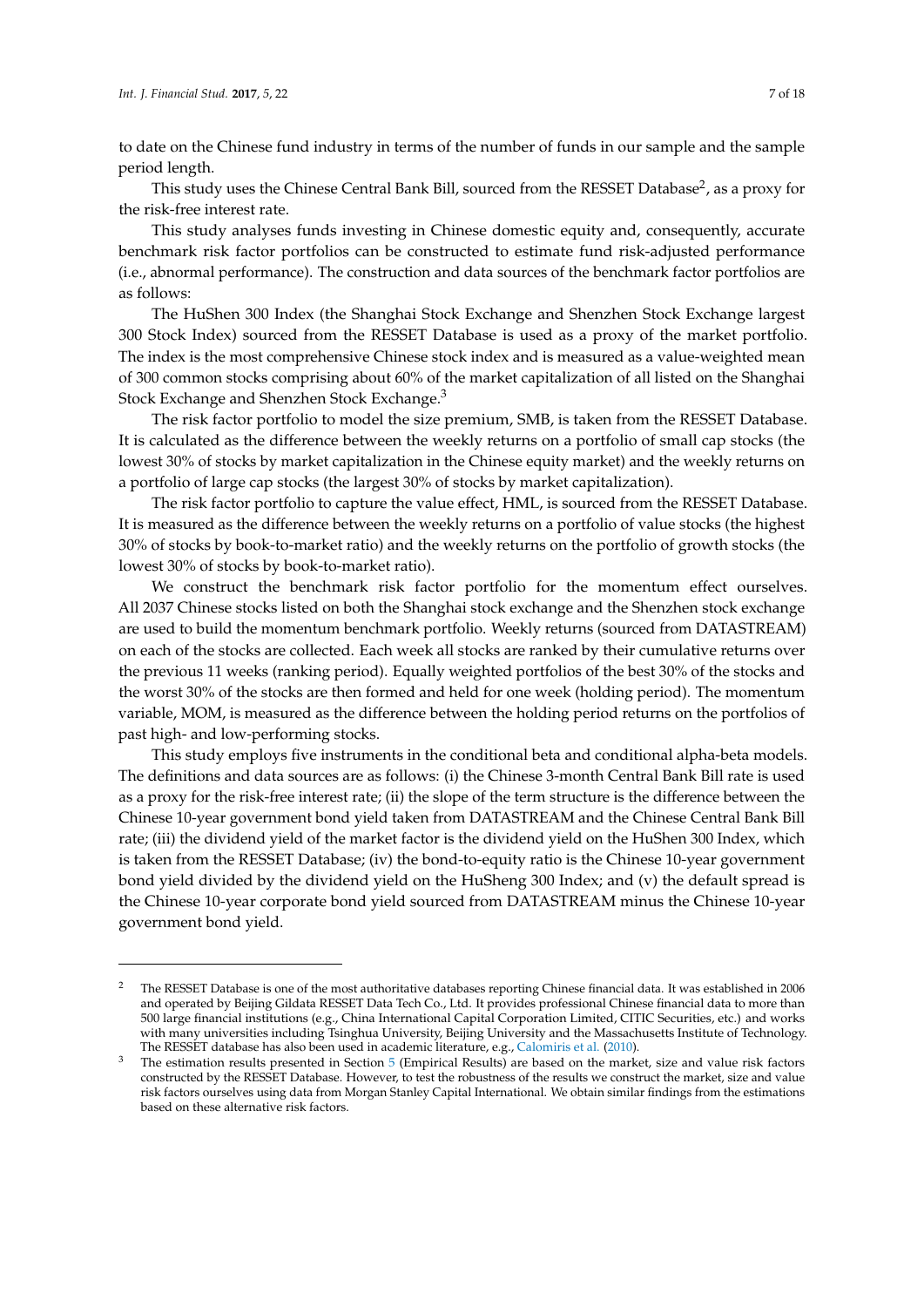to date on the Chinese fund industry in terms of the number of funds in our sample and the sample period length.

This study uses the Chinese Central Bank Bill, sourced from the RESSET Database[2], as a proxy for the risk-free interest rate.

This study analyses funds investing in Chinese domestic equity and, consequently, accurate benchmark risk factor portfolios can be constructed to estimate fund risk-adjusted performance (i.e., abnormal performance). The construction and data sources of the benchmark factor portfolios are as follows:

The HuShen 300 Index (the Shanghai Stock Exchange and Shenzhen Stock Exchange largest 300 Stock Index) sourced from the RESSET Database is used as a proxy of the market portfolio. The index is the most comprehensive Chinese stock index and is measured as a value-weighted mean of 300 common stocks comprising about 60% of the market capitalization of all listed on the Shanghai Stock Exchange and Shenzhen Stock Exchange.[3]

The risk factor portfolio to model the size premium, SMB, is taken from the RESSET Database. It is calculated as the difference between the weekly returns on a portfolio of small cap stocks (the lowest 30% of stocks by market capitalization in the Chinese equity market) and the weekly returns on a portfolio of large cap stocks (the largest 30% of stocks by market capitalization).

The risk factor portfolio to capture the value effect, HML, is sourced from the RESSET Database. It is measured as the difference between the weekly returns on a portfolio of value stocks (the highest 30% of stocks by book-to-market ratio) and the weekly returns on the portfolio of growth stocks (the lowest 30% of stocks by book-to-market ratio).

We construct the benchmark risk factor portfolio for the momentum effect ourselves. All 2037 Chinese stocks listed on both the Shanghai stock exchange and the Shenzhen stock exchange are used to build the momentum benchmark portfolio. Weekly returns (sourced from DATASTREAM) on each of the stocks are collected. Each week all stocks are ranked by their cumulative returns over the previous 11 weeks (ranking period). Equally weighted portfolios of the best 30% of the stocks and the worst 30% of the stocks are then formed and held for one week (holding period). The momentum variable, MOM, is measured as the difference between the holding period returns on the portfolios of past high- and low-performing stocks.

This study employs five instruments in the conditional beta and conditional alpha-beta models. The definitions and data sources are as follows: (i) the Chinese 3-month Central Bank Bill rate is used as a proxy for the risk-free interest rate; (ii) the slope of the term structure is the difference between the Chinese 10-year government bond yield taken from DATASTREAM and the Chinese Central Bank Bill rate; (iii) the dividend yield of the market factor is the dividend yield on the HuShen 300 Index, which is taken from the RESSET Database; (iv) the bond-to-equity ratio is the Chinese 10-year government bond yield divided by the dividend yield on the HuSheng 300 Index; and (v) the default spread is the Chinese 10-year corporate bond yield sourced from DATASTREAM minus the Chinese 10-year government bond yield.

---

[2] The RESSET Database is one of the most authoritative databases reporting Chinese financial data. It was established in 2006 and operated by Beijing Gildata RESSET Data Tech Co., Ltd. It provides professional Chinese financial data to more than 500 large financial institutions (e.g., China International Capital Corporation Limited, CITIC Securities, etc.) and works with many universities including Tsinghua University, Beijing University and the Massachusetts Institute of Technology. The RESSET database has also been used in academic literature, e.g., Calomiris et al. (2010).

[3] The estimation results presented in Section 5 (Empirical Results) are based on the market, size and value risk factors constructed by the RESSET Database. However, to test the robustness of the results we construct the market, size and value risk factors ourselves using data from Morgan Stanley Capital International. We obtain similar findings from the estimations based on these alternative risk factors.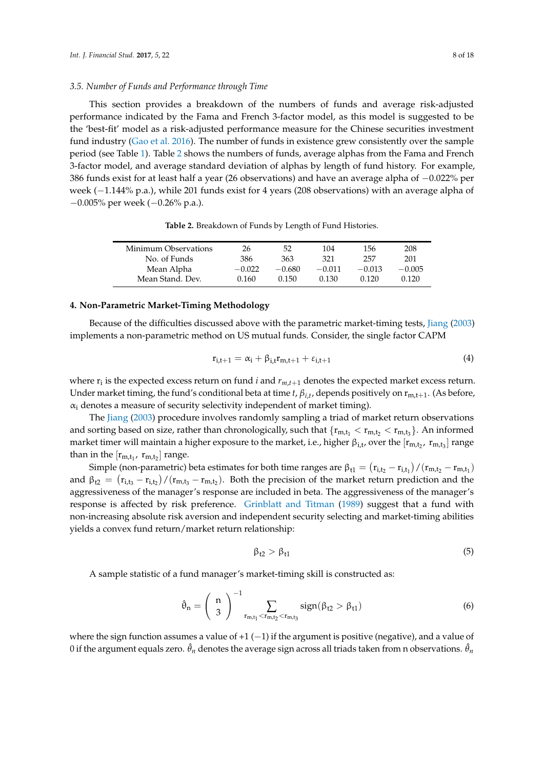### 3.5. Number of Funds and Performance through Time

This section provides a breakdown of the numbers of funds and average risk-adjusted performance indicated by the Fama and French 3-factor model, as this model is suggested to be the 'best-fit' model as a risk-adjusted performance measure for the Chinese securities investment fund industry (Gao et al. 2016). The number of funds in existence grew consistently over the sample period (see Table 1). Table 2 shows the numbers of funds, average alphas from the Fama and French 3-factor model, and average standard deviation of alphas by length of fund history. For example, 386 funds exist for at least half a year (26 observations) and have an average alpha of −0.022% per week (−1.144% p.a.), while 201 funds exist for 4 years (208 observations) with an average alpha of −0.005% per week (−0.26% p.a.).

**Table 2.** Breakdown of Funds by Length of Fund Histories.

| Minimum Observations | 26 | 52 | 104 | 156 | 208 |
|---|---|---|---|---|---|
| No. of Funds | 386 | 363 | 321 | 257 | 201 |
| Mean Alpha | −0.022 | −0.680 | −0.011 | −0.013 | −0.005 |
| Mean Stand. Dev. | 0.160 | 0.150 | 0.130 | 0.120 | 0.120 |

## 4. Non-Parametric Market-Timing Methodology

Because of the difficulties discussed above with the parametric market-timing tests, Jiang (2003) implements a non-parametric method on US mutual funds. Consider, the single factor CAPM

$$r_{i,t+1} = \alpha_i + \beta_{i,t} r_{m,t+1} + \varepsilon_{i,t+1} \tag{4}$$

where $r_i$ is the expected excess return on fund *i* and $r_{m,t+1}$ denotes the expected market excess return. Under market timing, the fund's conditional beta at time *t*, $\beta_{i,t}$, depends positively on $r_{m,t+1}$. (As before, $\alpha_i$ denotes a measure of security selectivity independent of market timing).

The Jiang (2003) procedure involves randomly sampling a triad of market return observations and sorting based on size, rather than chronologically, such that $\{r_{m,t_1} < r_{m,t_2} < r_{m,t_3}\}$. An informed market timer will maintain a higher exposure to the market, i.e., higher $\beta_{i,t}$, over the $[r_{m,t_2}, r_{m,t_3}]$ range than in the $[r_{m,t_1}, r_{m,t_2}]$ range.

Simple (non-parametric) beta estimates for both time ranges are $\beta_{t1} = (r_{i,t_2} - r_{i,t_1})/(r_{m,t_2} - r_{m,t_1})$ and $\beta_{t2} = (r_{i,t_3} - r_{i,t_2})/(r_{m,t_3} - r_{m,t_2})$. Both the precision of the market return prediction and the aggressiveness of the manager's response are included in beta. The aggressiveness of the manager's response is affected by risk preference. Grinblatt and Titman (1989) suggest that a fund with non-increasing absolute risk aversion and independent security selecting and market-timing abilities yields a convex fund return/market return relationship:

$$\beta_{t2} > \beta_{t1} \tag{5}$$

A sample statistic of a fund manager's market-timing skill is constructed as:

$$\hat{\theta}_n = \binom{n}{3}^{-1} \sum_{r_{m,t_1} < r_{m,t_2} < r_{m,t_3}} \text{sign}(\beta_{t2} > \beta_{t1}) \tag{6}$$

where the sign function assumes a value of +1 (−1) if the argument is positive (negative), and a value of 0 if the argument equals zero. $\hat{\theta}_n$ denotes the average sign across all triads taken from n observations. $\hat{\theta}_n$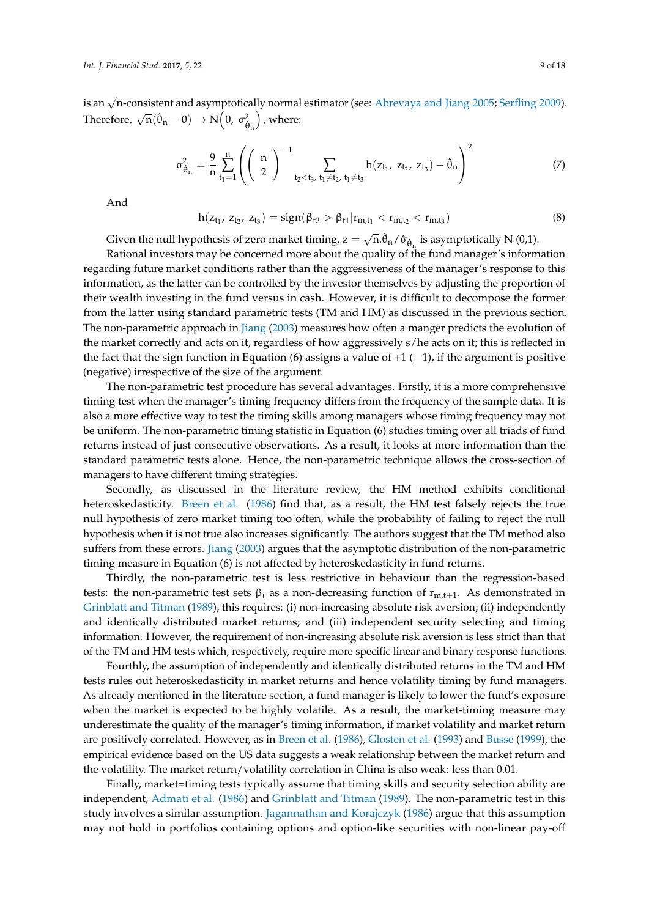is an $\sqrt{n}$-consistent and asymptotically normal estimator (see: Abrevaya and Jiang 2005; Serfling 2009). Therefore, $\sqrt{n}(\hat{\theta}_n - \theta) \rightarrow N\left(0,\ \sigma^2_{\hat{\theta}_n}\right)$, where:

$$\sigma^2_{\hat{\theta}_n} = \frac{9}{n}\sum_{t_1=1}^{n}\left(\left(\begin{array}{c} n \\ 2 \end{array}\right)^{-1}\sum_{t_2<t_3,\ t_1\neq t_2,\ t_1\neq t_3} h(z_{t_1},\ z_{t_2},\ z_{t_3}) - \hat{\theta}_n\right)^2 \tag{7}$$

And

$$h(z_{t_1},\ z_{t_2},\ z_{t_3}) = \text{sign}(\beta_{t2} > \beta_{t1} | r_{m,t_1} < r_{m,t_2} < r_{m,t_3}) \tag{8}$$

Given the null hypothesis of zero market timing, $z = \sqrt{n}.\hat{\theta}_n/\hat{\sigma}_{\hat{\theta}_n}$ is asymptotically N (0,1).

Rational investors may be concerned more about the quality of the fund manager's information regarding future market conditions rather than the aggressiveness of the manager's response to this information, as the latter can be controlled by the investor themselves by adjusting the proportion of their wealth investing in the fund versus in cash. However, it is difficult to decompose the former from the latter using standard parametric tests (TM and HM) as discussed in the previous section. The non-parametric approach in Jiang (2003) measures how often a manger predicts the evolution of the market correctly and acts on it, regardless of how aggressively s/he acts on it; this is reflected in the fact that the sign function in Equation (6) assigns a value of +1 (−1), if the argument is positive (negative) irrespective of the size of the argument.

The non-parametric test procedure has several advantages. Firstly, it is a more comprehensive timing test when the manager's timing frequency differs from the frequency of the sample data. It is also a more effective way to test the timing skills among managers whose timing frequency may not be uniform. The non-parametric timing statistic in Equation (6) studies timing over all triads of fund returns instead of just consecutive observations. As a result, it looks at more information than the standard parametric tests alone. Hence, the non-parametric technique allows the cross-section of managers to have different timing strategies.

Secondly, as discussed in the literature review, the HM method exhibits conditional heteroskedasticity. Breen et al. (1986) find that, as a result, the HM test falsely rejects the true null hypothesis of zero market timing too often, while the probability of failing to reject the null hypothesis when it is not true also increases significantly. The authors suggest that the TM method also suffers from these errors. Jiang (2003) argues that the asymptotic distribution of the non-parametric timing measure in Equation (6) is not affected by heteroskedasticity in fund returns.

Thirdly, the non-parametric test is less restrictive in behaviour than the regression-based tests: the non-parametric test sets $\beta_t$ as a non-decreasing function of $r_{m,t+1}$. As demonstrated in Grinblatt and Titman (1989), this requires: (i) non-increasing absolute risk aversion; (ii) independently and identically distributed market returns; and (iii) independent security selecting and timing information. However, the requirement of non-increasing absolute risk aversion is less strict than that of the TM and HM tests which, respectively, require more specific linear and binary response functions.

Fourthly, the assumption of independently and identically distributed returns in the TM and HM tests rules out heteroskedasticity in market returns and hence volatility timing by fund managers. As already mentioned in the literature section, a fund manager is likely to lower the fund's exposure when the market is expected to be highly volatile. As a result, the market-timing measure may underestimate the quality of the manager's timing information, if market volatility and market return are positively correlated. However, as in Breen et al. (1986), Glosten et al. (1993) and Busse (1999), the empirical evidence based on the US data suggests a weak relationship between the market return and the volatility. The market return/volatility correlation in China is also weak: less than 0.01.

Finally, market=timing tests typically assume that timing skills and security selection ability are independent, Admati et al. (1986) and Grinblatt and Titman (1989). The non-parametric test in this study involves a similar assumption. Jagannathan and Korajczyk (1986) argue that this assumption may not hold in portfolios containing options and option-like securities with non-linear pay-off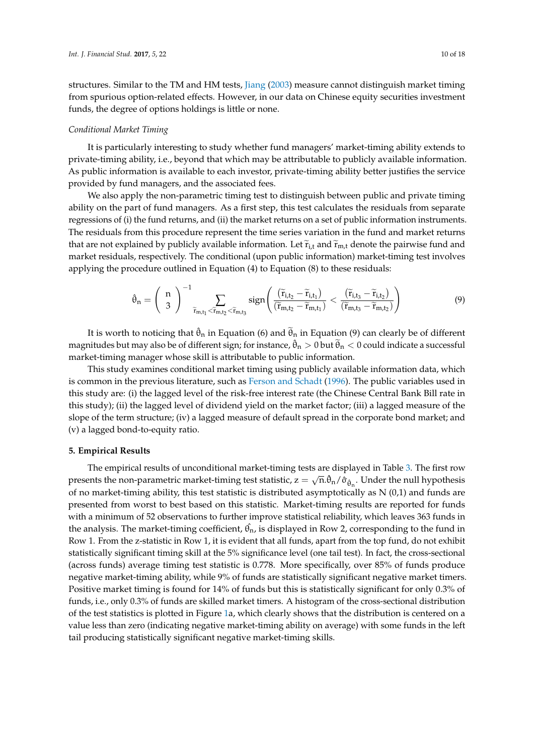structures. Similar to the TM and HM tests, Jiang (2003) measure cannot distinguish market timing from spurious option-related effects. However, in our data on Chinese equity securities investment funds, the degree of options holdings is little or none.

*Conditional Market Timing*

It is particularly interesting to study whether fund managers' market-timing ability extends to private-timing ability, i.e., beyond that which may be attributable to publicly available information. As public information is available to each investor, private-timing ability better justifies the service provided by fund managers, and the associated fees.

We also apply the non-parametric timing test to distinguish between public and private timing ability on the part of fund managers. As a first step, this test calculates the residuals from separate regressions of (i) the fund returns, and (ii) the market returns on a set of public information instruments. The residuals from this procedure represent the time series variation in the fund and market returns that are not explained by publicly available information. Let $\widetilde{r}_{i,t}$ and $\widetilde{r}_{m,t}$ denote the pairwise fund and market residuals, respectively. The conditional (upon public information) market-timing test involves applying the procedure outlined in Equation (4) to Equation (8) to these residuals:

$$\hat{\theta}_n = \begin{pmatrix} n \\ 3 \end{pmatrix}^{-1} \sum_{\widetilde{r}_{m,t_1} < \widetilde{r}_{m,t_2} < \widetilde{r}_{m,t_3}} \text{sign}\left( \frac{(\widetilde{r}_{i,t_2} - \widetilde{r}_{i,t_1})}{(\widetilde{r}_{m,t_2} - \widetilde{r}_{m,t_1})} < \frac{(\widetilde{r}_{i,t_3} - \widetilde{r}_{i,t_2})}{(\widetilde{r}_{m,t_3} - \widetilde{r}_{m,t_2})} \right) \tag{9}$$

It is worth to noticing that $\hat{\theta}_n$ in Equation (6) and $\widetilde{\theta}_n$ in Equation (9) can clearly be of different magnitudes but may also be of different sign; for instance, $\hat{\theta}_n > 0$ but $\widetilde{\theta}_n < 0$ could indicate a successful market-timing manager whose skill is attributable to public information.

This study examines conditional market timing using publicly available information data, which is common in the previous literature, such as Ferson and Schadt (1996). The public variables used in this study are: (i) the lagged level of the risk-free interest rate (the Chinese Central Bank Bill rate in this study); (ii) the lagged level of dividend yield on the market factor; (iii) a lagged measure of the slope of the term structure; (iv) a lagged measure of default spread in the corporate bond market; and (v) a lagged bond-to-equity ratio.

## 5. Empirical Results

The empirical results of unconditional market-timing tests are displayed in Table 3. The first row presents the non-parametric market-timing test statistic, $z = \sqrt{n}.\hat{\theta}_n/\hat{\sigma}_{\hat{\theta}_n}$. Under the null hypothesis of no market-timing ability, this test statistic is distributed asymptotically as N (0,1) and funds are presented from worst to best based on this statistic. Market-timing results are reported for funds with a minimum of 52 observations to further improve statistical reliability, which leaves 363 funds in the analysis. The market-timing coefficient, $\hat{\theta_n}$, is displayed in Row 2, corresponding to the fund in Row 1. From the z-statistic in Row 1, it is evident that all funds, apart from the top fund, do not exhibit statistically significant timing skill at the 5% significance level (one tail test). In fact, the cross-sectional (across funds) average timing test statistic is 0.778. More specifically, over 85% of funds produce negative market-timing ability, while 9% of funds are statistically significant negative market timers. Positive market timing is found for 14% of funds but this is statistically significant for only 0.3% of funds, i.e., only 0.3% of funds are skilled market timers. A histogram of the cross-sectional distribution of the test statistics is plotted in Figure 1a, which clearly shows that the distribution is centered on a value less than zero (indicating negative market-timing ability on average) with some funds in the left tail producing statistically significant negative market-timing skills.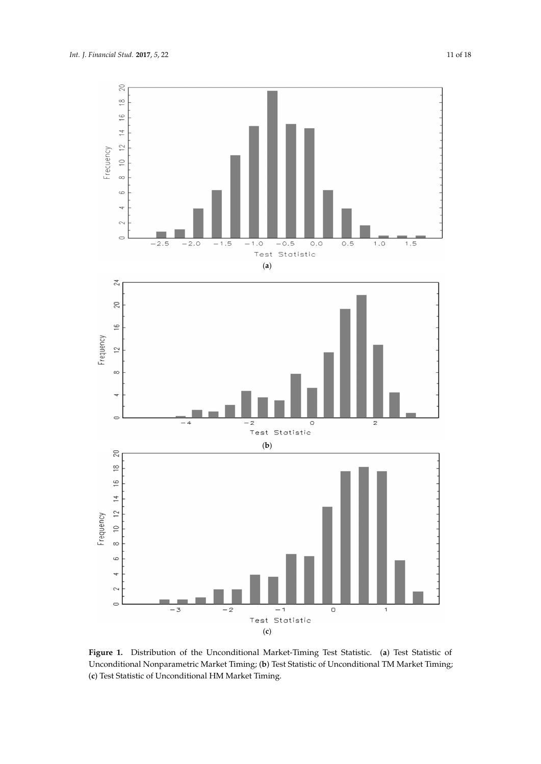**Figure 1.** Distribution of the Unconditional Market-Timing Test Statistic. (**a**) Test Statistic of Unconditional Nonparametric Market Timing; (**b**) Test Statistic of Unconditional TM Market Timing; (**c**) Test Statistic of Unconditional HM Market Timing.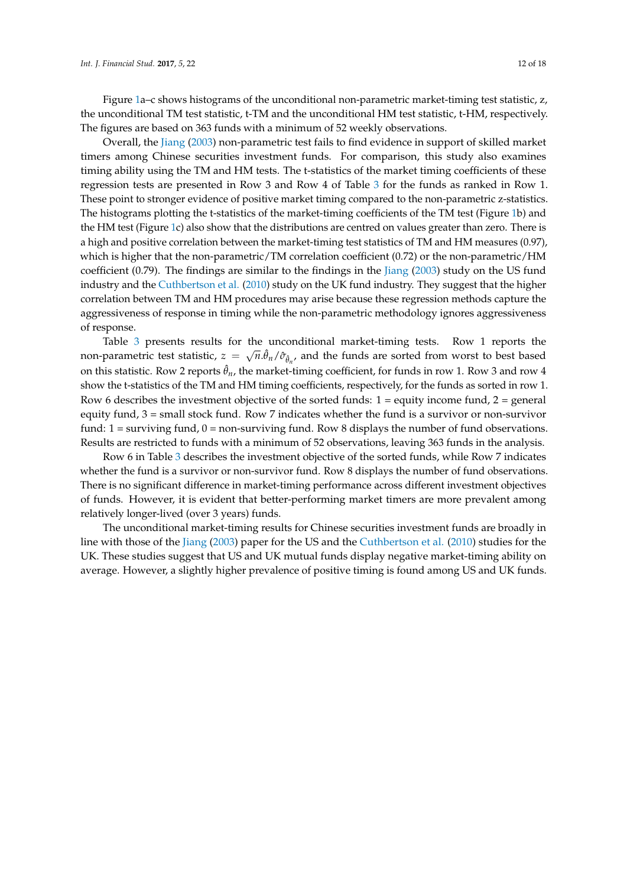Figure 1a–c shows histograms of the unconditional non-parametric market-timing test statistic, z, the unconditional TM test statistic, t-TM and the unconditional HM test statistic, t-HM, respectively. The figures are based on 363 funds with a minimum of 52 weekly observations.

Overall, the Jiang (2003) non-parametric test fails to find evidence in support of skilled market timers among Chinese securities investment funds. For comparison, this study also examines timing ability using the TM and HM tests. The t-statistics of the market timing coefficients of these regression tests are presented in Row 3 and Row 4 of Table 3 for the funds as ranked in Row 1. These point to stronger evidence of positive market timing compared to the non-parametric z-statistics. The histograms plotting the t-statistics of the market-timing coefficients of the TM test (Figure 1b) and the HM test (Figure 1c) also show that the distributions are centred on values greater than zero. There is a high and positive correlation between the market-timing test statistics of TM and HM measures (0.97), which is higher that the non-parametric/TM correlation coefficient (0.72) or the non-parametric/HM coefficient (0.79). The findings are similar to the findings in the Jiang (2003) study on the US fund industry and the Cuthbertson et al. (2010) study on the UK fund industry. They suggest that the higher correlation between TM and HM procedures may arise because these regression methods capture the aggressiveness of response in timing while the non-parametric methodology ignores aggressiveness of response.

Table 3 presents results for the unconditional market-timing tests. Row 1 reports the non-parametric test statistic, $z = \sqrt{n}.\hat{\theta}_n/\hat{\sigma}_{\hat{\theta}_n}$, and the funds are sorted from worst to best based on this statistic. Row 2 reports $\hat{\theta}_n$, the market-timing coefficient, for funds in row 1. Row 3 and row 4 show the t-statistics of the TM and HM timing coefficients, respectively, for the funds as sorted in row 1. Row 6 describes the investment objective of the sorted funds: 1 = equity income fund, 2 = general equity fund, 3 = small stock fund. Row 7 indicates whether the fund is a survivor or non-survivor fund: 1 = surviving fund, 0 = non-surviving fund. Row 8 displays the number of fund observations. Results are restricted to funds with a minimum of 52 observations, leaving 363 funds in the analysis.

Row 6 in Table 3 describes the investment objective of the sorted funds, while Row 7 indicates whether the fund is a survivor or non-survivor fund. Row 8 displays the number of fund observations. There is no significant difference in market-timing performance across different investment objectives of funds. However, it is evident that better-performing market timers are more prevalent among relatively longer-lived (over 3 years) funds.

The unconditional market-timing results for Chinese securities investment funds are broadly in line with those of the Jiang (2003) paper for the US and the Cuthbertson et al. (2010) studies for the UK. These studies suggest that US and UK mutual funds display negative market-timing ability on average. However, a slightly higher prevalence of positive timing is found among US and UK funds.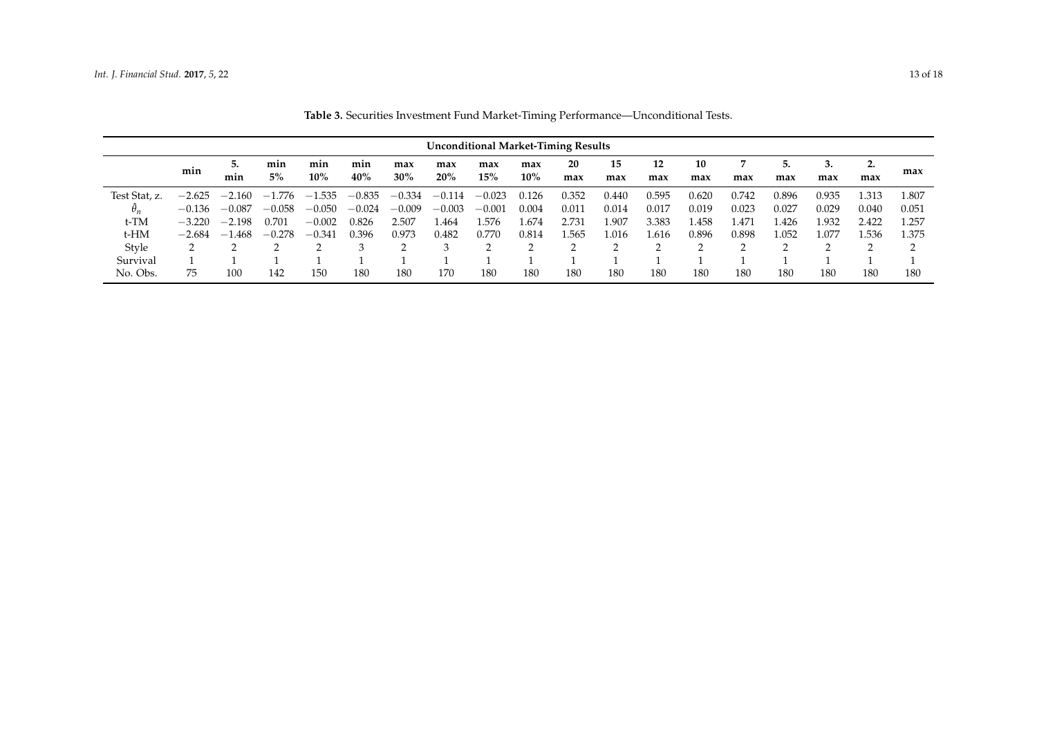**Table 3.** Securities Investment Fund Market-Timing Performance—Unconditional Tests.

| Unconditional Market-Timing Results | | | | | | | | | | | | | | | | | | |
|---|---|---|---|---|---|---|---|---|---|---|---|---|---|---|---|---|---|---|
| | min | 5. min | min 5% | min 10% | min 40% | max 30% | max 20% | max 15% | max 10% | 20 max | 15 max | 12 max | 10 max | 7 max | 5. max | 3. max | 2. max | max |
| Test Stat, z. | −2.625 | −2.160 | −1.776 | −1.535 | −0.835 | −0.334 | −0.114 | −0.023 | 0.126 | 0.352 | 0.440 | 0.595 | 0.620 | 0.742 | 0.896 | 0.935 | 1.313 | 1.807 |
| $\hat{\theta}_n$ | −0.136 | −0.087 | −0.058 | −0.050 | −0.024 | −0.009 | −0.003 | −0.001 | 0.004 | 0.011 | 0.014 | 0.017 | 0.019 | 0.023 | 0.027 | 0.029 | 0.040 | 0.051 |
| t-TM | −3.220 | −2.198 | 0.701 | −0.002 | 0.826 | 2.507 | 1.464 | 1.576 | 1.674 | 2.731 | 1.907 | 3.383 | 1.458 | 1.471 | 1.426 | 1.932 | 2.422 | 1.257 |
| t-HM | −2.684 | −1.468 | −0.278 | −0.341 | 0.396 | 0.973 | 0.482 | 0.770 | 0.814 | 1.565 | 1.016 | 1.616 | 0.896 | 0.898 | 1.052 | 1.077 | 1.536 | 1.375 |
| Style | 2 | 2 | 2 | 2 | 3 | 2 | 3 | 2 | 2 | 2 | 2 | 2 | 2 | 2 | 2 | 2 | 2 | 2 |
| Survival | 1 | 1 | 1 | 1 | 1 | 1 | 1 | 1 | 1 | 1 | 1 | 1 | 1 | 1 | 1 | 1 | 1 | 1 |
| No. Obs. | 75 | 100 | 142 | 150 | 180 | 180 | 170 | 180 | 180 | 180 | 180 | 180 | 180 | 180 | 180 | 180 | 180 | 180 |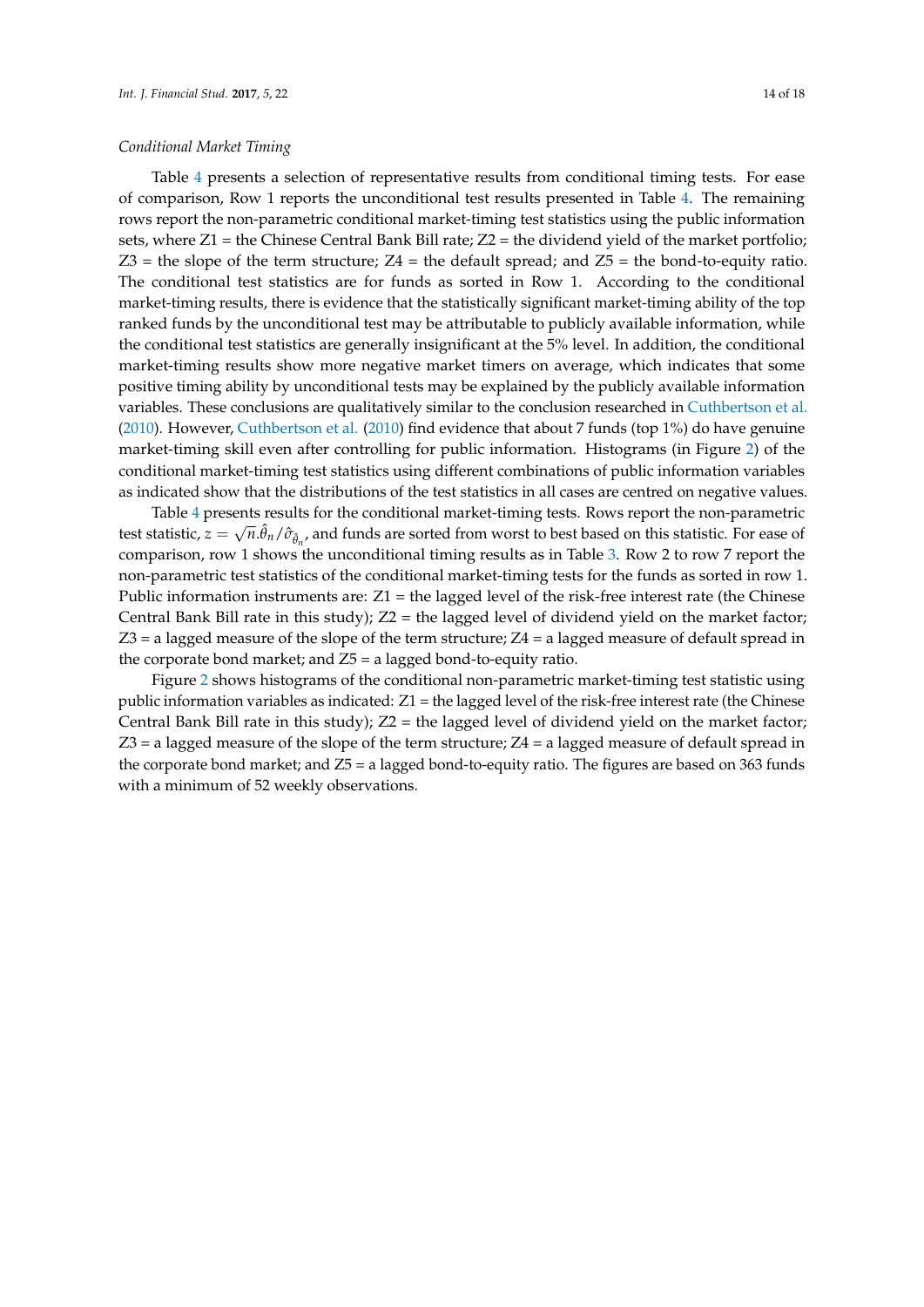*Conditional Market Timing*

Table 4 presents a selection of representative results from conditional timing tests. For ease of comparison, Row 1 reports the unconditional test results presented in Table 4. The remaining rows report the non-parametric conditional market-timing test statistics using the public information sets, where Z1 = the Chinese Central Bank Bill rate; Z2 = the dividend yield of the market portfolio; Z3 = the slope of the term structure; Z4 = the default spread; and Z5 = the bond-to-equity ratio. The conditional test statistics are for funds as sorted in Row 1. According to the conditional market-timing results, there is evidence that the statistically significant market-timing ability of the top ranked funds by the unconditional test may be attributable to publicly available information, while the conditional test statistics are generally insignificant at the 5% level. In addition, the conditional market-timing results show more negative market timers on average, which indicates that some positive timing ability by unconditional tests may be explained by the publicly available information variables. These conclusions are qualitatively similar to the conclusion researched in Cuthbertson et al. (2010). However, Cuthbertson et al. (2010) find evidence that about 7 funds (top 1%) do have genuine market-timing skill even after controlling for public information. Histograms (in Figure 2) of the conditional market-timing test statistics using different combinations of public information variables as indicated show that the distributions of the test statistics in all cases are centred on negative values.

Table 4 presents results for the conditional market-timing tests. Rows report the non-parametric test statistic, $z = \sqrt{n}.\hat{\theta}_n/\hat{\sigma}_{\hat{\theta}_n}$, and funds are sorted from worst to best based on this statistic. For ease of comparison, row 1 shows the unconditional timing results as in Table 3. Row 2 to row 7 report the non-parametric test statistics of the conditional market-timing tests for the funds as sorted in row 1. Public information instruments are: Z1 = the lagged level of the risk-free interest rate (the Chinese Central Bank Bill rate in this study); Z2 = the lagged level of dividend yield on the market factor; Z3 = a lagged measure of the slope of the term structure; Z4 = a lagged measure of default spread in the corporate bond market; and Z5 = a lagged bond-to-equity ratio.

Figure 2 shows histograms of the conditional non-parametric market-timing test statistic using public information variables as indicated: Z1 = the lagged level of the risk-free interest rate (the Chinese Central Bank Bill rate in this study); Z2 = the lagged level of dividend yield on the market factor; Z3 = a lagged measure of the slope of the term structure; Z4 = a lagged measure of default spread in the corporate bond market; and Z5 = a lagged bond-to-equity ratio. The figures are based on 363 funds with a minimum of 52 weekly observations.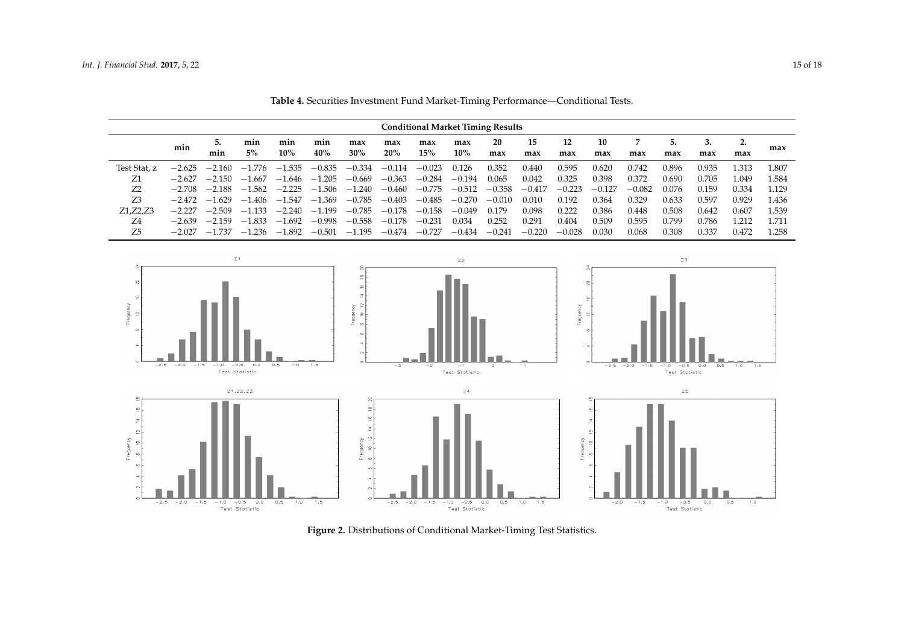**Table 4.** Securities Investment Fund Market-Timing Performance—Conditional Tests.

| Conditional Market Timing Results | | | | | | | | | | | | | | | | | | |
|---|---|---|---|---|---|---|---|---|---|---|---|---|---|---|---|---|---|---|
| | min | 5. min | min 5% | min 10% | min 40% | max 30% | max 20% | max 15% | max 10% | 20 max | 15 max | 12 max | 10 max | 7 max | 5. max | 3. max | 2. max | max |
| Test Stat, z | −2.625 | −2.160 | −1.776 | −1.535 | −0.835 | −0.334 | −0.114 | −0.023 | 0.126 | 0.352 | 0.440 | 0.595 | 0.620 | 0.742 | 0.896 | 0.935 | 1.313 | 1.807 |
| Z1 | −2.627 | −2.150 | −1.667 | −1.646 | −1.205 | −0.669 | −0.363 | −0.284 | −0.194 | 0.065 | 0.042 | 0.325 | 0.398 | 0.372 | 0.690 | 0.705 | 1.049 | 1.584 |
| Z2 | −2.708 | −2.188 | −1.562 | −2.225 | −1.506 | −1.240 | −0.460 | −0.775 | −0.512 | −0.358 | −0.417 | −0.223 | −0.127 | −0.082 | 0.076 | 0.159 | 0.334 | 1.129 |
| Z3 | −2.472 | −1.629 | −1.406 | −1.547 | −1.369 | −0.785 | −0.403 | −0.485 | −0.270 | −0.010 | 0.010 | 0.192 | 0.364 | 0.329 | 0.633 | 0.597 | 0.929 | 1.436 |
| Z1,Z2,Z3 | −2.227 | −2.509 | −1.133 | −2.240 | −1.199 | −0.785 | −0.178 | −0.158 | −0.049 | 0.179 | 0.098 | 0.222 | 0.386 | 0.448 | 0.508 | 0.642 | 0.607 | 1.539 |
| Z4 | −2.639 | −2.159 | −1.833 | −1.692 | −0.998 | −0.558 | −0.178 | −0.231 | 0.034 | 0.252 | 0.291 | 0.404 | 0.509 | 0.595 | 0.799 | 0.786 | 1.212 | 1.711 |
| Z5 | −2.027 | −1.737 | −1.236 | −1.892 | −0.501 | −1.195 | −0.474 | −0.727 | −0.434 | −0.241 | −0.220 | −0.028 | 0.030 | 0.068 | 0.308 | 0.337 | 0.472 | 1.258 |

**Figure 2.** Distributions of Conditional Market-Timing Test Statistics.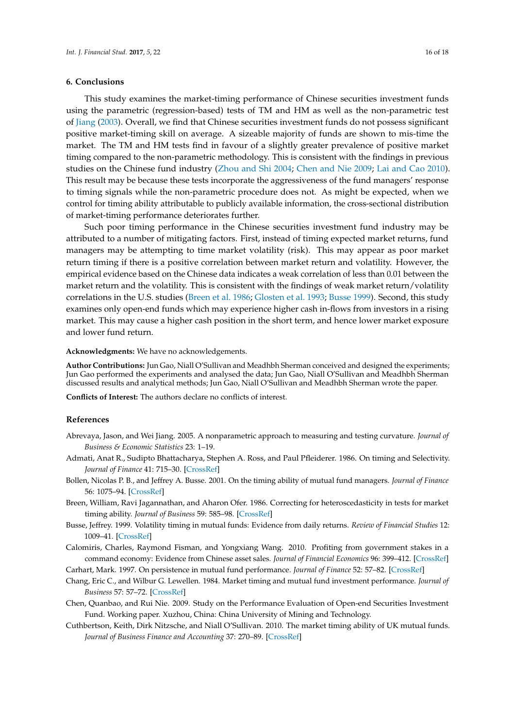## 6. Conclusions

This study examines the market-timing performance of Chinese securities investment funds using the parametric (regression-based) tests of TM and HM as well as the non-parametric test of Jiang (2003). Overall, we find that Chinese securities investment funds do not possess significant positive market-timing skill on average. A sizeable majority of funds are shown to mis-time the market. The TM and HM tests find in favour of a slightly greater prevalence of positive market timing compared to the non-parametric methodology. This is consistent with the findings in previous studies on the Chinese fund industry (Zhou and Shi 2004; Chen and Nie 2009; Lai and Cao 2010). This result may be because these tests incorporate the aggressiveness of the fund managers' response to timing signals while the non-parametric procedure does not. As might be expected, when we control for timing ability attributable to publicly available information, the cross-sectional distribution of market-timing performance deteriorates further.

Such poor timing performance in the Chinese securities investment fund industry may be attributed to a number of mitigating factors. First, instead of timing expected market returns, fund managers may be attempting to time market volatility (risk). This may appear as poor market return timing if there is a positive correlation between market return and volatility. However, the empirical evidence based on the Chinese data indicates a weak correlation of less than 0.01 between the market return and the volatility. This is consistent with the findings of weak market return/volatility correlations in the U.S. studies (Breen et al. 1986; Glosten et al. 1993; Busse 1999). Second, this study examines only open-end funds which may experience higher cash in-flows from investors in a rising market. This may cause a higher cash position in the short term, and hence lower market exposure and lower fund return.

**Acknowledgments:** We have no acknowledgements.

**Author Contributions:** Jun Gao, Niall O'Sullivan and Meadhbh Sherman conceived and designed the experiments; Jun Gao performed the experiments and analysed the data; Jun Gao, Niall O'Sullivan and Meadhbh Sherman discussed results and analytical methods; Jun Gao, Niall O'Sullivan and Meadhbh Sherman wrote the paper.

**Conflicts of Interest:** The authors declare no conflicts of interest.

## References

Abrevaya, Jason, and Wei Jiang. 2005. A nonparametric approach to measuring and testing curvature. *Journal of Business & Economic Statistics* 23: 1–19.

Admati, Anat R., Sudipto Bhattacharya, Stephen A. Ross, and Paul Pfleiderer. 1986. On timing and Selectivity. *Journal of Finance* 41: 715–30. [CrossRef]

Bollen, Nicolas P. B., and Jeffrey A. Busse. 2001. On the timing ability of mutual fund managers. *Journal of Finance* 56: 1075–94. [CrossRef]

Breen, William, Ravi Jagannathan, and Aharon Ofer. 1986. Correcting for heteroscedasticity in tests for market timing ability. *Journal of Business* 59: 585–98. [CrossRef]

Busse, Jeffrey. 1999. Volatility timing in mutual funds: Evidence from daily returns. *Review of Financial Studies* 12: 1009–41. [CrossRef]

Calomiris, Charles, Raymond Fisman, and Yongxiang Wang. 2010. Profiting from government stakes in a command economy: Evidence from Chinese asset sales. *Journal of Financial Economics* 96: 399–412. [CrossRef]

Carhart, Mark. 1997. On persistence in mutual fund performance. *Journal of Finance* 52: 57–82. [CrossRef]

Chang, Eric C., and Wilbur G. Lewellen. 1984. Market timing and mutual fund investment performance. *Journal of Business* 57: 57–72. [CrossRef]

Chen, Quanbao, and Rui Nie. 2009. Study on the Performance Evaluation of Open-end Securities Investment Fund. Working paper. Xuzhou, China: China University of Mining and Technology.

Cuthbertson, Keith, Dirk Nitzsche, and Niall O'Sullivan. 2010. The market timing ability of UK mutual funds. *Journal of Business Finance and Accounting* 37: 270–89. [CrossRef]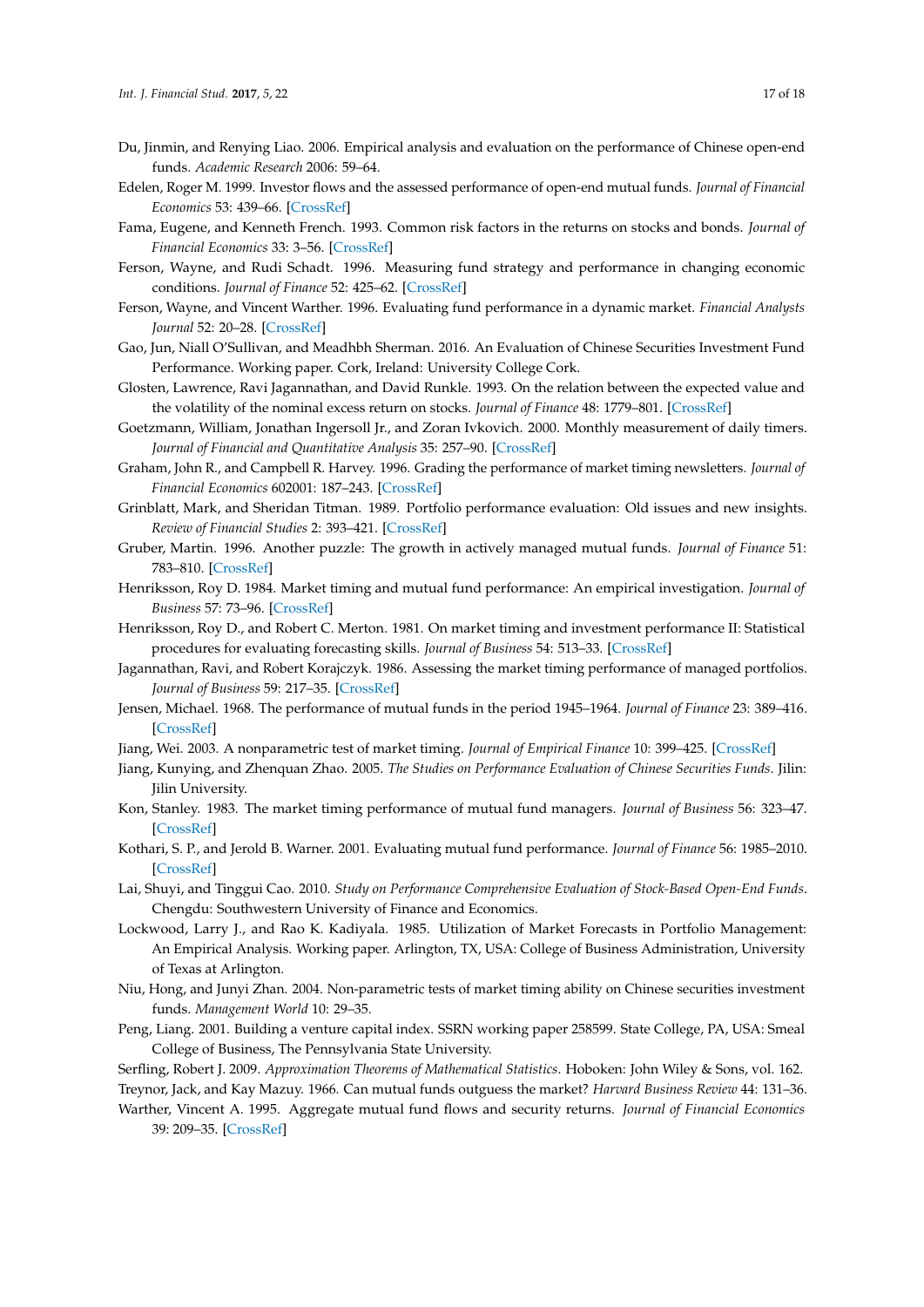Du, Jinmin, and Renying Liao. 2006. Empirical analysis and evaluation on the performance of Chinese open-end funds. *Academic Research* 2006: 59–64.

Edelen, Roger M. 1999. Investor flows and the assessed performance of open-end mutual funds. *Journal of Financial Economics* 53: 439–66. [CrossRef]

Fama, Eugene, and Kenneth French. 1993. Common risk factors in the returns on stocks and bonds. *Journal of Financial Economics* 33: 3–56. [CrossRef]

Ferson, Wayne, and Rudi Schadt. 1996. Measuring fund strategy and performance in changing economic conditions. *Journal of Finance* 52: 425–62. [CrossRef]

Ferson, Wayne, and Vincent Warther. 1996. Evaluating fund performance in a dynamic market. *Financial Analysts Journal* 52: 20–28. [CrossRef]

Gao, Jun, Niall O'Sullivan, and Meadhbh Sherman. 2016. An Evaluation of Chinese Securities Investment Fund Performance. Working paper. Cork, Ireland: University College Cork.

Glosten, Lawrence, Ravi Jagannathan, and David Runkle. 1993. On the relation between the expected value and the volatility of the nominal excess return on stocks. *Journal of Finance* 48: 1779–801. [CrossRef]

Goetzmann, William, Jonathan Ingersoll Jr., and Zoran Ivkovich. 2000. Monthly measurement of daily timers. *Journal of Financial and Quantitative Analysis* 35: 257–90. [CrossRef]

Graham, John R., and Campbell R. Harvey. 1996. Grading the performance of market timing newsletters. *Journal of Financial Economics* 602001: 187–243. [CrossRef]

Grinblatt, Mark, and Sheridan Titman. 1989. Portfolio performance evaluation: Old issues and new insights. *Review of Financial Studies* 2: 393–421. [CrossRef]

Gruber, Martin. 1996. Another puzzle: The growth in actively managed mutual funds. *Journal of Finance* 51: 783–810. [CrossRef]

Henriksson, Roy D. 1984. Market timing and mutual fund performance: An empirical investigation. *Journal of Business* 57: 73–96. [CrossRef]

Henriksson, Roy D., and Robert C. Merton. 1981. On market timing and investment performance II: Statistical procedures for evaluating forecasting skills. *Journal of Business* 54: 513–33. [CrossRef]

Jagannathan, Ravi, and Robert Korajczyk. 1986. Assessing the market timing performance of managed portfolios. *Journal of Business* 59: 217–35. [CrossRef]

Jensen, Michael. 1968. The performance of mutual funds in the period 1945–1964. *Journal of Finance* 23: 389–416. [CrossRef]

Jiang, Wei. 2003. A nonparametric test of market timing. *Journal of Empirical Finance* 10: 399–425. [CrossRef]

Jiang, Kunying, and Zhenquan Zhao. 2005. *The Studies on Performance Evaluation of Chinese Securities Funds.* Jilin: Jilin University.

Kon, Stanley. 1983. The market timing performance of mutual fund managers. *Journal of Business* 56: 323–47. [CrossRef]

Kothari, S. P., and Jerold B. Warner. 2001. Evaluating mutual fund performance. *Journal of Finance* 56: 1985–2010. [CrossRef]

Lai, Shuyi, and Tinggui Cao. 2010. *Study on Performance Comprehensive Evaluation of Stock-Based Open-End Funds*. Chengdu: Southwestern University of Finance and Economics.

Lockwood, Larry J., and Rao K. Kadiyala. 1985. Utilization of Market Forecasts in Portfolio Management: An Empirical Analysis. Working paper. Arlington, TX, USA: College of Business Administration, University of Texas at Arlington.

Niu, Hong, and Junyi Zhan. 2004. Non-parametric tests of market timing ability on Chinese securities investment funds. *Management World* 10: 29–35.

Peng, Liang. 2001. Building a venture capital index. SSRN working paper 258599. State College, PA, USA: Smeal College of Business, The Pennsylvania State University.

Serfling, Robert J. 2009. *Approximation Theorems of Mathematical Statistics*. Hoboken: John Wiley & Sons, vol. 162.

Treynor, Jack, and Kay Mazuy. 1966. Can mutual funds outguess the market? *Harvard Business Review* 44: 131–36.

Warther, Vincent A. 1995. Aggregate mutual fund flows and security returns. *Journal of Financial Economics* 39: 209–35. [CrossRef]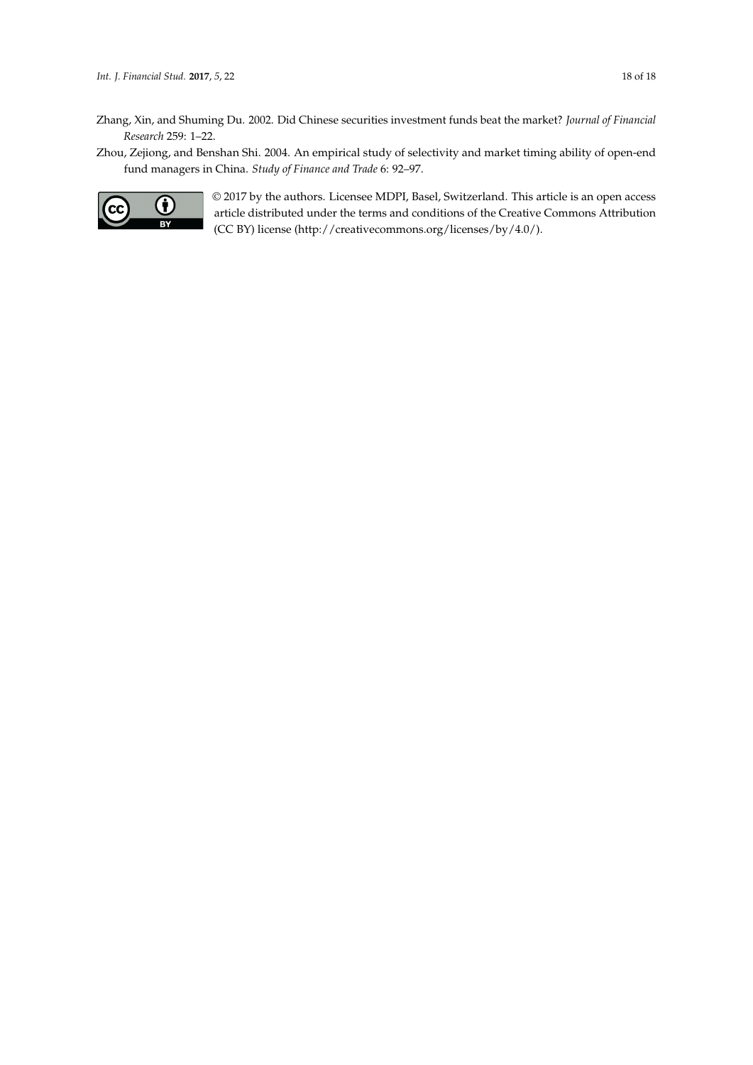Zhang, Xin, and Shuming Du. 2002. Did Chinese securities investment funds beat the market? *Journal of Financial Research* 259: 1–22.

Zhou, Zejiong, and Benshan Shi. 2004. An empirical study of selectivity and market timing ability of open-end fund managers in China. *Study of Finance and Trade* 6: 92–97.

© 2017 by the authors. Licensee MDPI, Basel, Switzerland. This article is an open access article distributed under the terms and conditions of the Creative Commons Attribution (CC BY) license (http://creativecommons.org/licenses/by/4.0/).